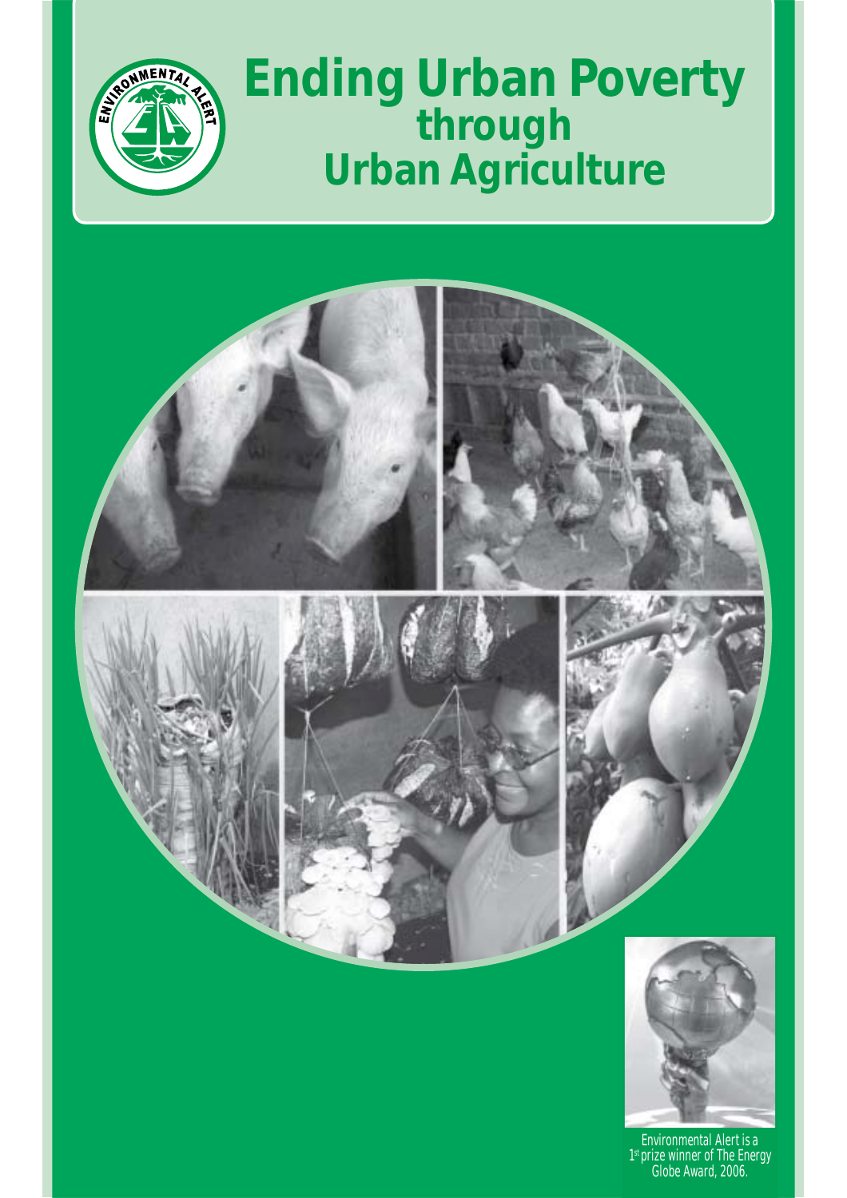# Ending Urban Poverty through Urban Agriculture

Environmental Alert is a 1st prize winner of The Energy Globe Award, 2006.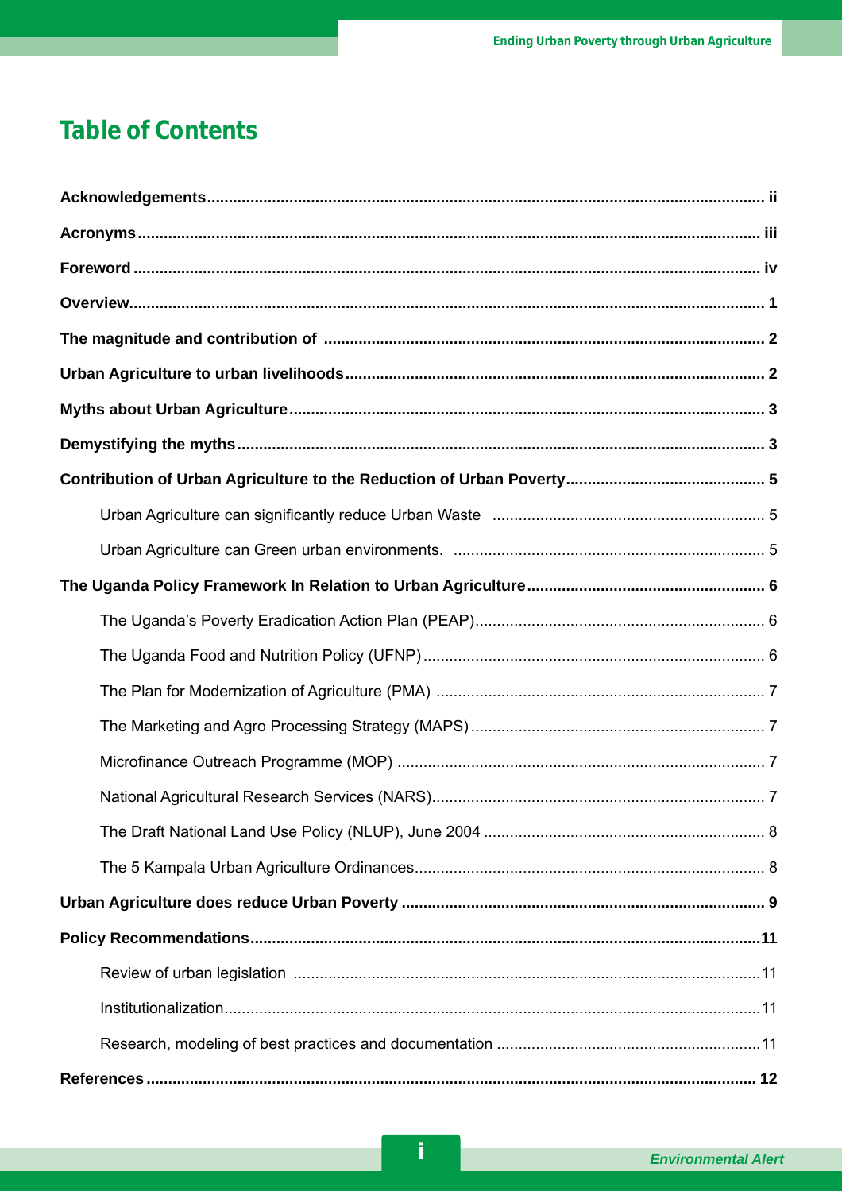# Table of Contents

**Acknowledgements** ..... ii

**Acronyms** ..... iii

**Foreword** ..... iv

**Overview** ..... 1

**The magnitude and contribution of** ..... 2

**Urban Agriculture to urban livelihoods** ..... 2

**Myths about Urban Agriculture** ..... 3

**Demystifying the myths** ..... 3

**Contribution of Urban Agriculture to the Reduction of Urban Poverty** ..... 5

- Urban Agriculture can significantly reduce Urban Waste ..... 5
- Urban Agriculture can Green urban environments. ..... 5

**The Uganda Policy Framework In Relation to Urban Agriculture** ..... 6

- The Uganda's Poverty Eradication Action Plan (PEAP) ..... 6
- The Uganda Food and Nutrition Policy (UFNP) ..... 6
- The Plan for Modernization of Agriculture (PMA) ..... 7
- The Marketing and Agro Processing Strategy (MAPS) ..... 7
- Microfinance Outreach Programme (MOP) ..... 7
- National Agricultural Research Services (NARS) ..... 7
- The Draft National Land Use Policy (NLUP), June 2004 ..... 8
- The 5 Kampala Urban Agriculture Ordinances ..... 8

**Urban Agriculture does reduce Urban Poverty** ..... 9

**Policy Recommendations** ..... 11

- Review of urban legislation ..... 11
- Institutionalization ..... 11
- Research, modeling of best practices and documentation ..... 11

**References** ..... 12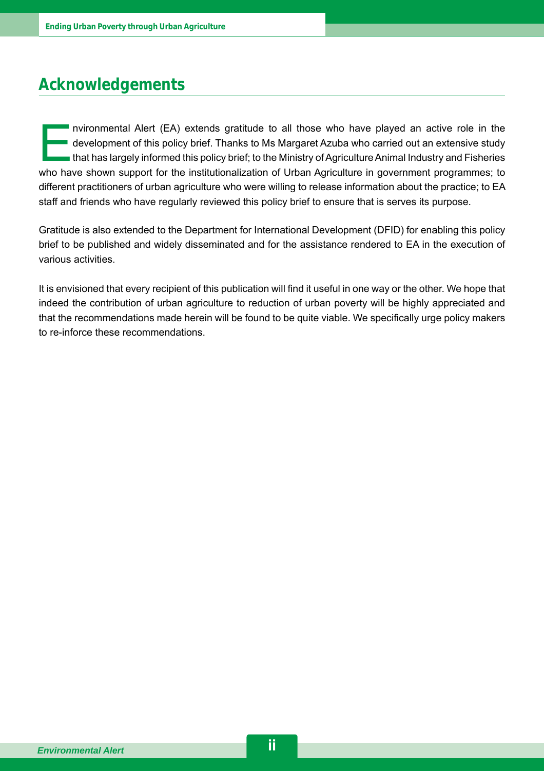## Acknowledgements

Environmental Alert (EA) extends gratitude to all those who have played an active role in the development of this policy brief. Thanks to Ms Margaret Azuba who carried out an extensive study that has largely informed this policy brief; to the Ministry of Agriculture Animal Industry and Fisheries who have shown support for the institutionalization of Urban Agriculture in government programmes; to different practitioners of urban agriculture who were willing to release information about the practice; to EA staff and friends who have regularly reviewed this policy brief to ensure that is serves its purpose.

Gratitude is also extended to the Department for International Development (DFID) for enabling this policy brief to be published and widely disseminated and for the assistance rendered to EA in the execution of various activities.

It is envisioned that every recipient of this publication will find it useful in one way or the other. We hope that indeed the contribution of urban agriculture to reduction of urban poverty will be highly appreciated and that the recommendations made herein will be found to be quite viable. We specifically urge policy makers to re-inforce these recommendations.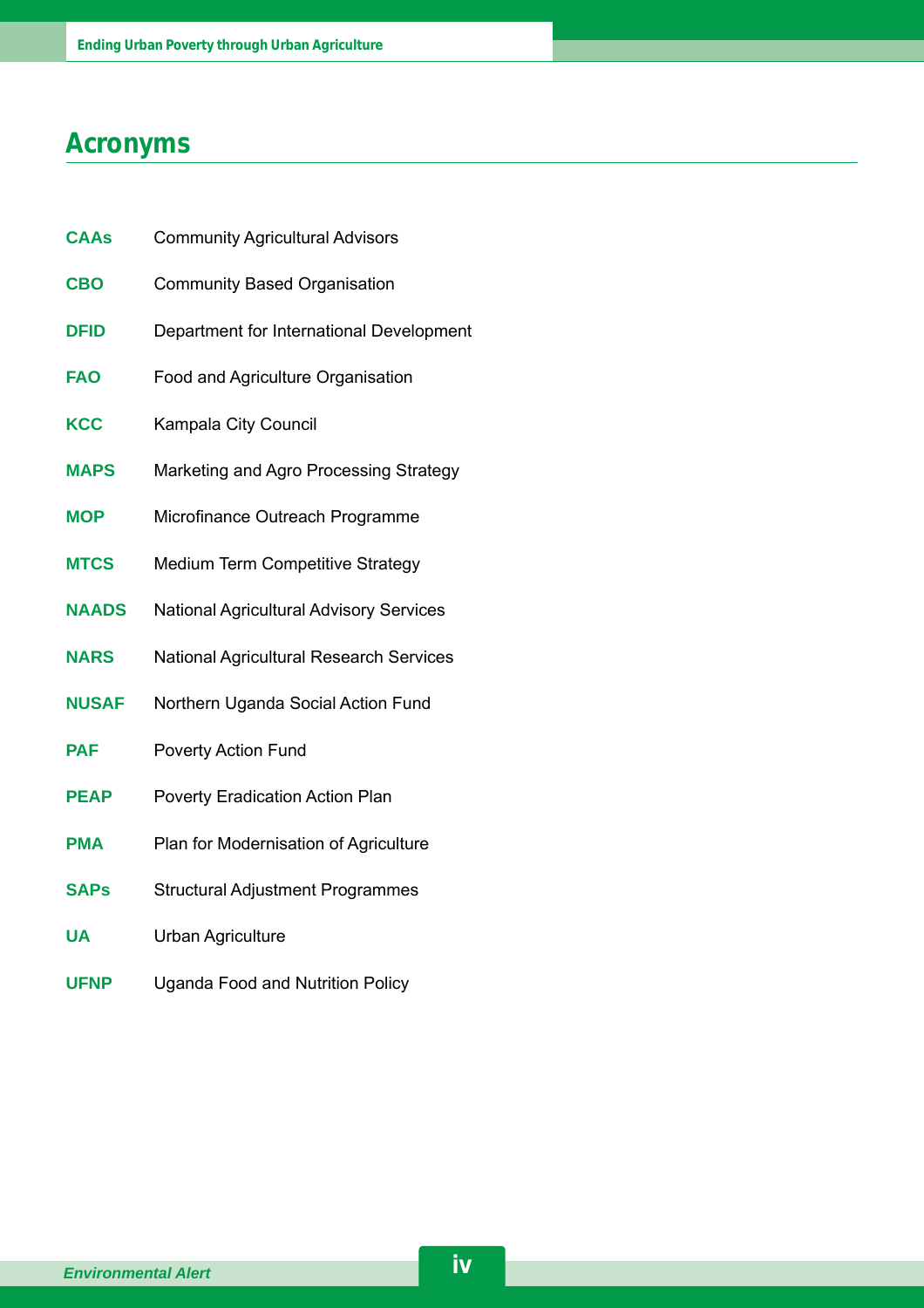# Acronyms

| | |
|---|---|
| **CAAs** | Community Agricultural Advisors |
| **CBO** | Community Based Organisation |
| **DFID** | Department for International Development |
| **FAO** | Food and Agriculture Organisation |
| **KCC** | Kampala City Council |
| **MAPS** | Marketing and Agro Processing Strategy |
| **MOP** | Microfinance Outreach Programme |
| **MTCS** | Medium Term Competitive Strategy |
| **NAADS** | National Agricultural Advisory Services |
| **NARS** | National Agricultural Research Services |
| **NUSAF** | Northern Uganda Social Action Fund |
| **PAF** | Poverty Action Fund |
| **PEAP** | Poverty Eradication Action Plan |
| **PMA** | Plan for Modernisation of Agriculture |
| **SAPs** | Structural Adjustment Programmes |
| **UA** | Urban Agriculture |
| **UFNP** | Uganda Food and Nutrition Policy |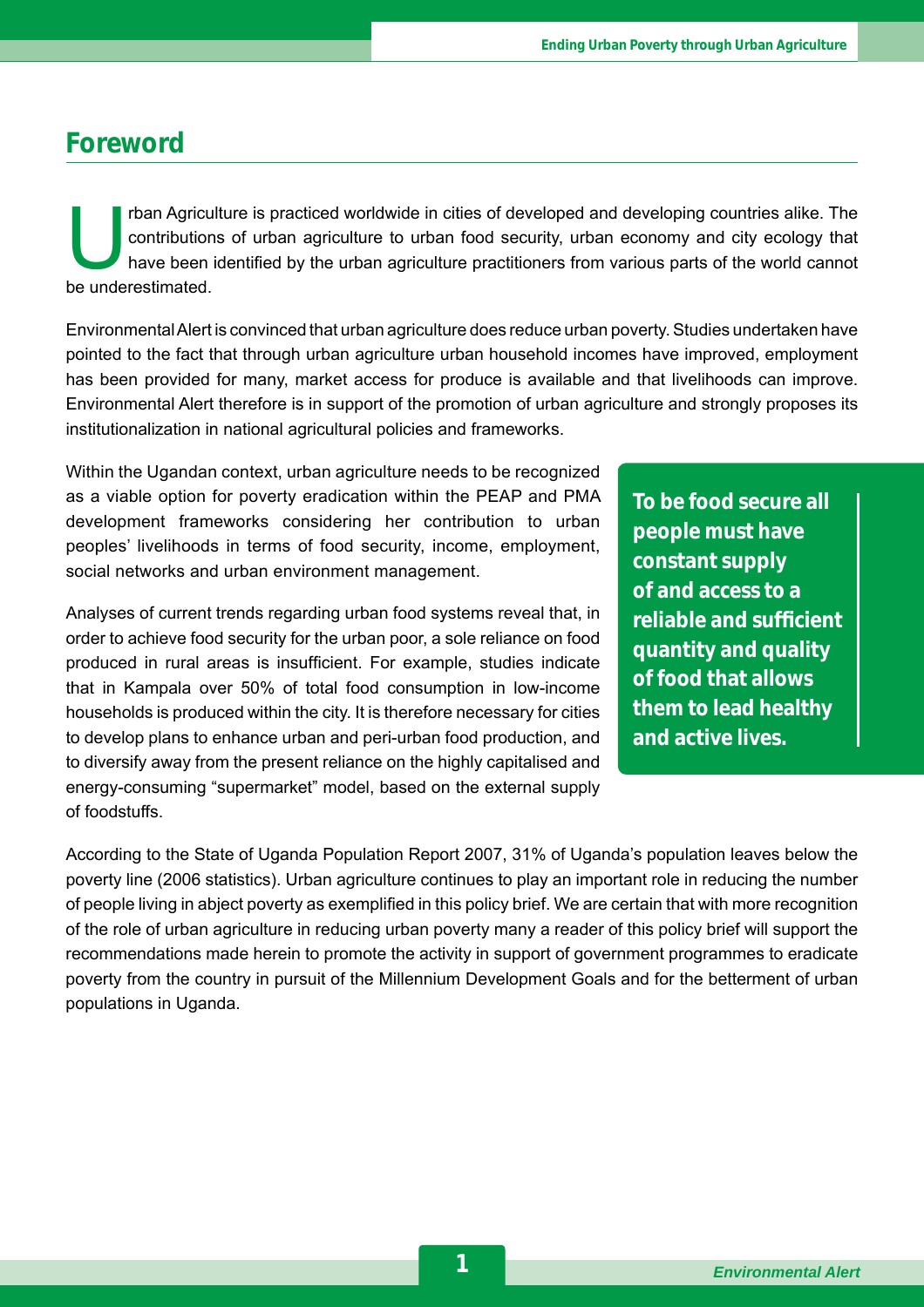## Foreword

Urban Agriculture is practiced worldwide in cities of developed and developing countries alike. The contributions of urban agriculture to urban food security, urban economy and city ecology that have been identified by the urban agriculture practitioners from various parts of the world cannot be underestimated.

Environmental Alert is convinced that urban agriculture does reduce urban poverty. Studies undertaken have pointed to the fact that through urban agriculture urban household incomes have improved, employment has been provided for many, market access for produce is available and that livelihoods can improve. Environmental Alert therefore is in support of the promotion of urban agriculture and strongly proposes its institutionalization in national agricultural policies and frameworks.

Within the Ugandan context, urban agriculture needs to be recognized as a viable option for poverty eradication within the PEAP and PMA development frameworks considering her contribution to urban peoples' livelihoods in terms of food security, income, employment, social networks and urban environment management.

**To be food secure all people must have constant supply of and access to a reliable and sufficient quantity and quality of food that allows them to lead healthy and active lives.**

Analyses of current trends regarding urban food systems reveal that, in order to achieve food security for the urban poor, a sole reliance on food produced in rural areas is insufficient. For example, studies indicate that in Kampala over 50% of total food consumption in low-income households is produced within the city. It is therefore necessary for cities to develop plans to enhance urban and peri-urban food production, and to diversify away from the present reliance on the highly capitalised and energy-consuming "supermarket" model, based on the external supply of foodstuffs.

According to the State of Uganda Population Report 2007, 31% of Uganda's population leaves below the poverty line (2006 statistics). Urban agriculture continues to play an important role in reducing the number of people living in abject poverty as exemplified in this policy brief. We are certain that with more recognition of the role of urban agriculture in reducing urban poverty many a reader of this policy brief will support the recommendations made herein to promote the activity in support of government programmes to eradicate poverty from the country in pursuit of the Millennium Development Goals and for the betterment of urban populations in Uganda.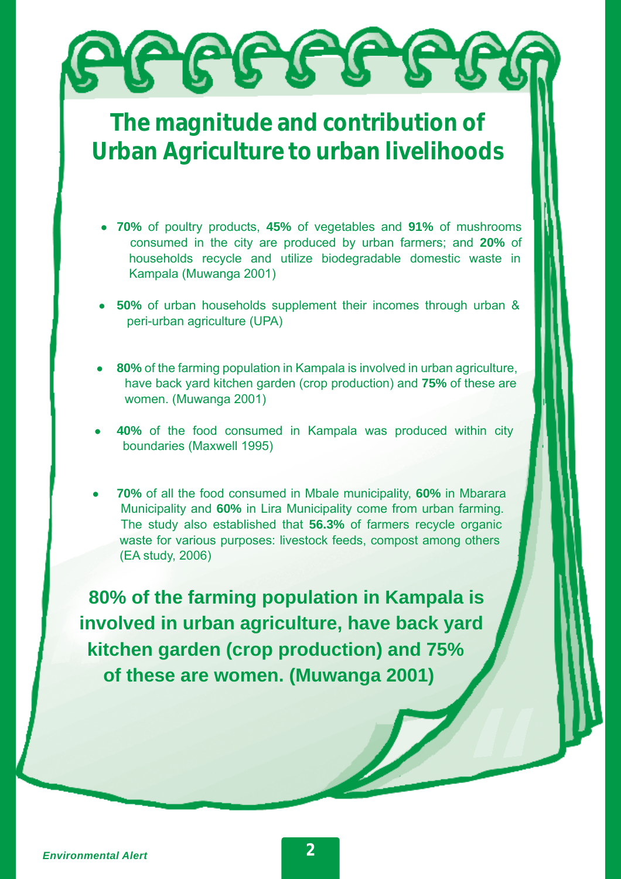# The magnitude and contribution of Urban Agriculture to urban livelihoods

- **70%** of poultry products, **45%** of vegetables and **91%** of mushrooms consumed in the city are produced by urban farmers; and **20%** of households recycle and utilize biodegradable domestic waste in Kampala (Muwanga 2001)
- **50%** of urban households supplement their incomes through urban & peri-urban agriculture (UPA)
- **80%** of the farming population in Kampala is involved in urban agriculture, have back yard kitchen garden (crop production) and **75%** of these are women. (Muwanga 2001)
- **40%** of the food consumed in Kampala was produced within city boundaries (Maxwell 1995)
- **70%** of all the food consumed in Mbale municipality, **60%** in Mbarara Municipality and **60%** in Lira Municipality come from urban farming. The study also established that **56.3%** of farmers recycle organic waste for various purposes: livestock feeds, compost among others (EA study, 2006)

**80% of the farming population in Kampala is involved in urban agriculture, have back yard kitchen garden (crop production) and 75% of these are women. (Muwanga 2001)**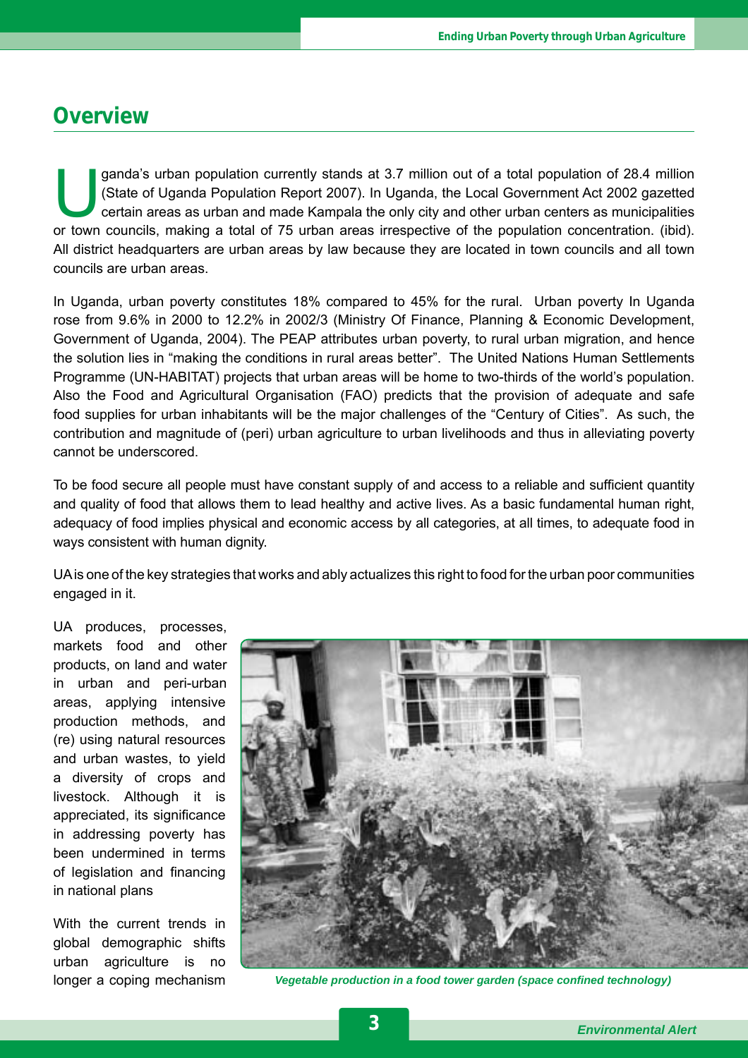## Overview

Uganda's urban population currently stands at 3.7 million out of a total population of 28.4 million (State of Uganda Population Report 2007). In Uganda, the Local Government Act 2002 gazetted certain areas as urban and made Kampala the only city and other urban centers as municipalities or town councils, making a total of 75 urban areas irrespective of the population concentration. (ibid). All district headquarters are urban areas by law because they are located in town councils and all town councils are urban areas.

In Uganda, urban poverty constitutes 18% compared to 45% for the rural. Urban poverty In Uganda rose from 9.6% in 2000 to 12.2% in 2002/3 (Ministry Of Finance, Planning & Economic Development, Government of Uganda, 2004). The PEAP attributes urban poverty, to rural urban migration, and hence the solution lies in "making the conditions in rural areas better". The United Nations Human Settlements Programme (UN-HABITAT) projects that urban areas will be home to two-thirds of the world's population. Also the Food and Agricultural Organisation (FAO) predicts that the provision of adequate and safe food supplies for urban inhabitants will be the major challenges of the "Century of Cities". As such, the contribution and magnitude of (peri) urban agriculture to urban livelihoods and thus in alleviating poverty cannot be underscored.

To be food secure all people must have constant supply of and access to a reliable and sufficient quantity and quality of food that allows them to lead healthy and active lives. As a basic fundamental human right, adequacy of food implies physical and economic access by all categories, at all times, to adequate food in ways consistent with human dignity.

UA is one of the key strategies that works and ably actualizes this right to food for the urban poor communities engaged in it.

UA produces, processes, markets food and other products, on land and water in urban and peri-urban areas, applying intensive production methods, and (re) using natural resources and urban wastes, to yield a diversity of crops and livestock. Although it is appreciated, its significance in addressing poverty has been undermined in terms of legislation and financing in national plans

With the current trends in global demographic shifts urban agriculture is no longer a coping mechanism

*Vegetable production in a food tower garden (space confined technology)*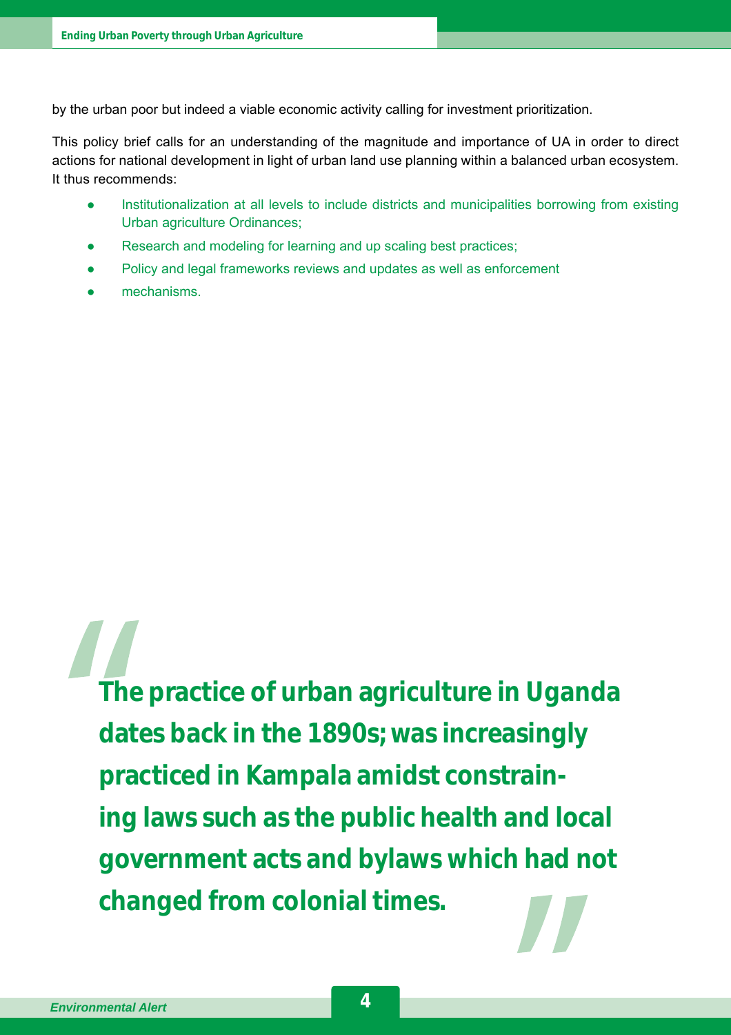by the urban poor but indeed a viable economic activity calling for investment prioritization.

This policy brief calls for an understanding of the magnitude and importance of UA in order to direct actions for national development in light of urban land use planning within a balanced urban ecosystem. It thus recommends:

- Institutionalization at all levels to include districts and municipalities borrowing from existing Urban agriculture Ordinances;
- Research and modeling for learning and up scaling best practices;
- Policy and legal frameworks reviews and updates as well as enforcement
- mechanisms.

> **"The practice of urban agriculture in Uganda dates back in the 1890s; was increasingly practiced in Kampala amidst constraining laws such as the public health and local government acts and bylaws which had not changed from colonial times."**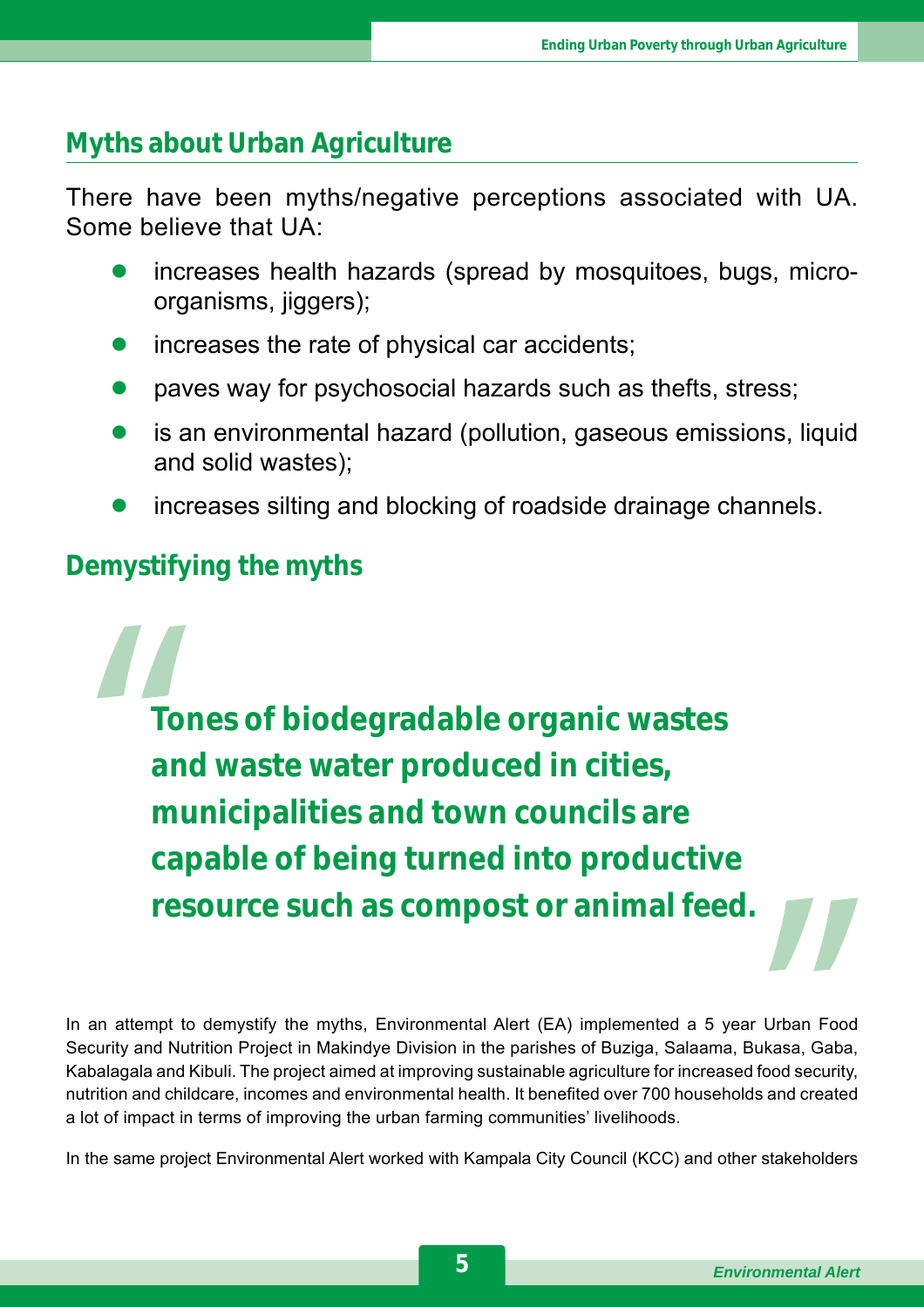## Myths about Urban Agriculture

There have been myths/negative perceptions associated with UA. Some believe that UA:

- increases health hazards (spread by mosquitoes, bugs, micro-organisms, jiggers);
- increases the rate of physical car accidents;
- paves way for psychosocial hazards such as thefts, stress;
- is an environmental hazard (pollution, gaseous emissions, liquid and solid wastes);
- increases silting and blocking of roadside drainage channels.

## Demystifying the myths

> **"Tones of biodegradable organic wastes and waste water produced in cities, municipalities and town councils are capable of being turned into productive resource such as compost or animal feed."**

In an attempt to demystify the myths, Environmental Alert (EA) implemented a 5 year Urban Food Security and Nutrition Project in Makindye Division in the parishes of Buziga, Salaama, Bukasa, Gaba, Kabalagala and Kibuli. The project aimed at improving sustainable agriculture for increased food security, nutrition and childcare, incomes and environmental health. It benefited over 700 households and created a lot of impact in terms of improving the urban farming communities' livelihoods.

In the same project Environmental Alert worked with Kampala City Council (KCC) and other stakeholders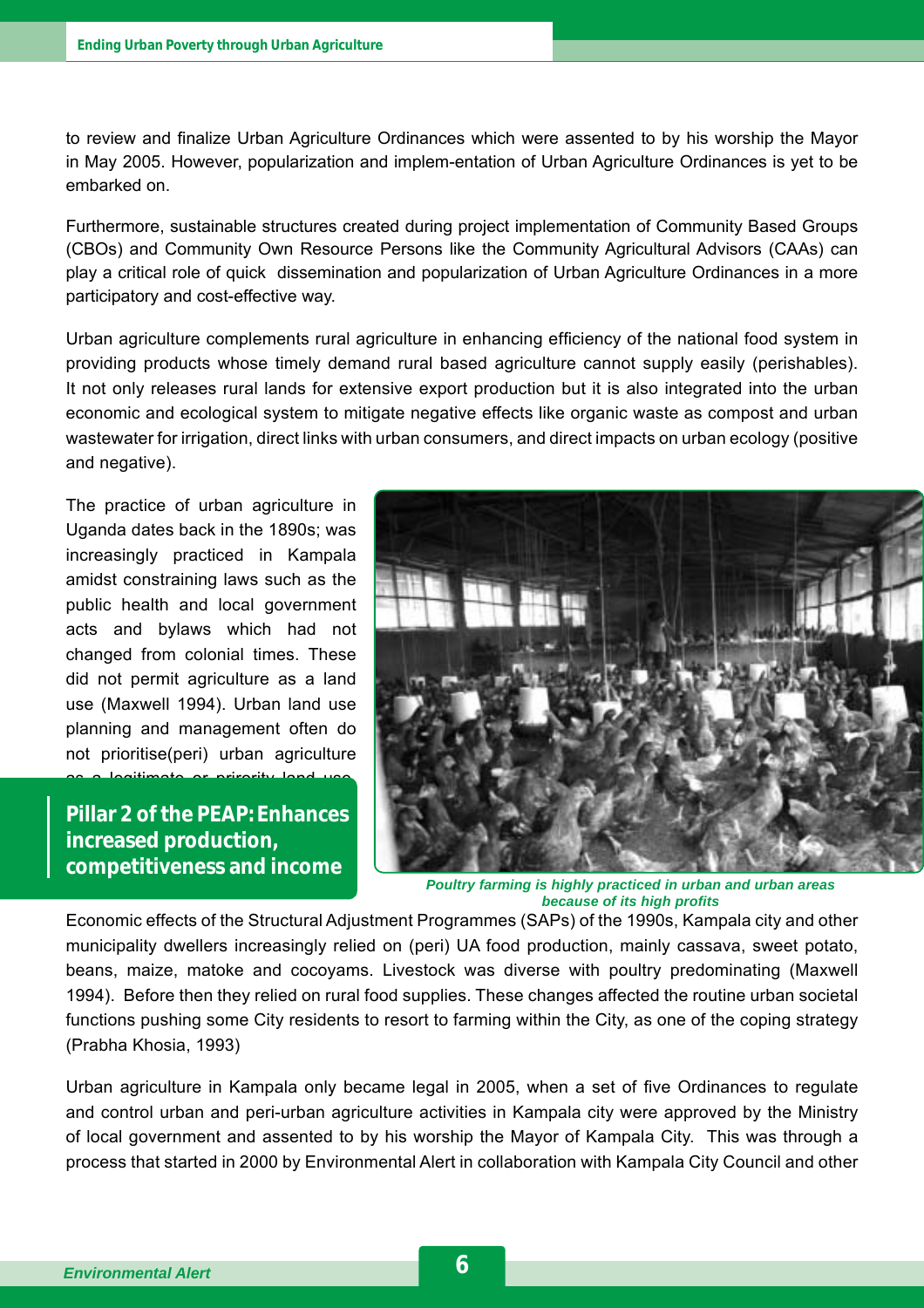to review and finalize Urban Agriculture Ordinances which were assented to by his worship the Mayor in May 2005. However, popularization and implem-entation of Urban Agriculture Ordinances is yet to be embarked on.

Furthermore, sustainable structures created during project implementation of Community Based Groups (CBOs) and Community Own Resource Persons like the Community Agricultural Advisors (CAAs) can play a critical role of quick dissemination and popularization of Urban Agriculture Ordinances in a more participatory and cost-effective way.

Urban agriculture complements rural agriculture in enhancing efficiency of the national food system in providing products whose timely demand rural based agriculture cannot supply easily (perishables). It not only releases rural lands for extensive export production but it is also integrated into the urban economic and ecological system to mitigate negative effects like organic waste as compost and urban wastewater for irrigation, direct links with urban consumers, and direct impacts on urban ecology (positive and negative).

The practice of urban agriculture in Uganda dates back in the 1890s; was increasingly practiced in Kampala amidst constraining laws such as the public health and local government acts and bylaws which had not changed from colonial times. These did not permit agriculture as a land use (Maxwell 1994). Urban land use planning and management often do not prioritise(peri) urban agriculture as a legitimate or priority land use.

**Pillar 2 of the PEAP: Enhances increased production, competitiveness and income**

*Poultry farming is highly practiced in urban and urban areas because of its high profits*

Economic effects of the Structural Adjustment Programmes (SAPs) of the 1990s, Kampala city and other municipality dwellers increasingly relied on (peri) UA food production, mainly cassava, sweet potato, beans, maize, matoke and cocoyams. Livestock was diverse with poultry predominating (Maxwell 1994). Before then they relied on rural food supplies. These changes affected the routine urban societal functions pushing some City residents to resort to farming within the City, as one of the coping strategy (Prabha Khosia, 1993)

Urban agriculture in Kampala only became legal in 2005, when a set of five Ordinances to regulate and control urban and peri-urban agriculture activities in Kampala city were approved by the Ministry of local government and assented to by his worship the Mayor of Kampala City. This was through a process that started in 2000 by Environmental Alert in collaboration with Kampala City Council and other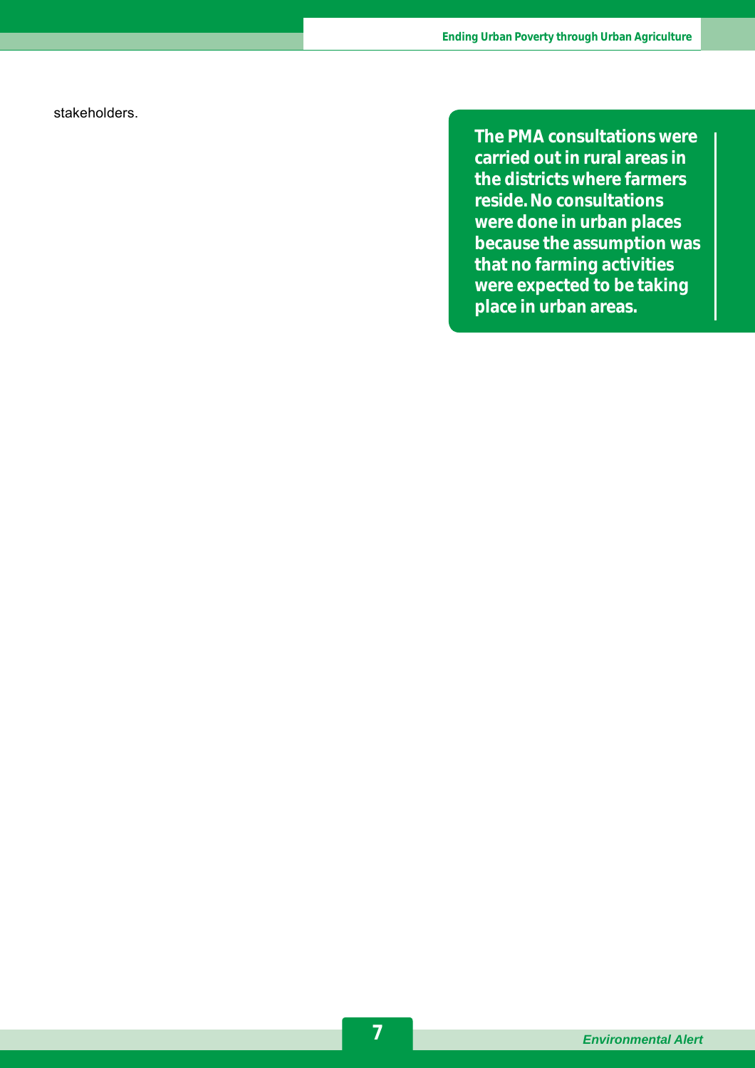stakeholders.

**The PMA consultations were carried out in rural areas in the districts where farmers reside. No consultations were done in urban places because the assumption was that no farming activities were expected to be taking place in urban areas.**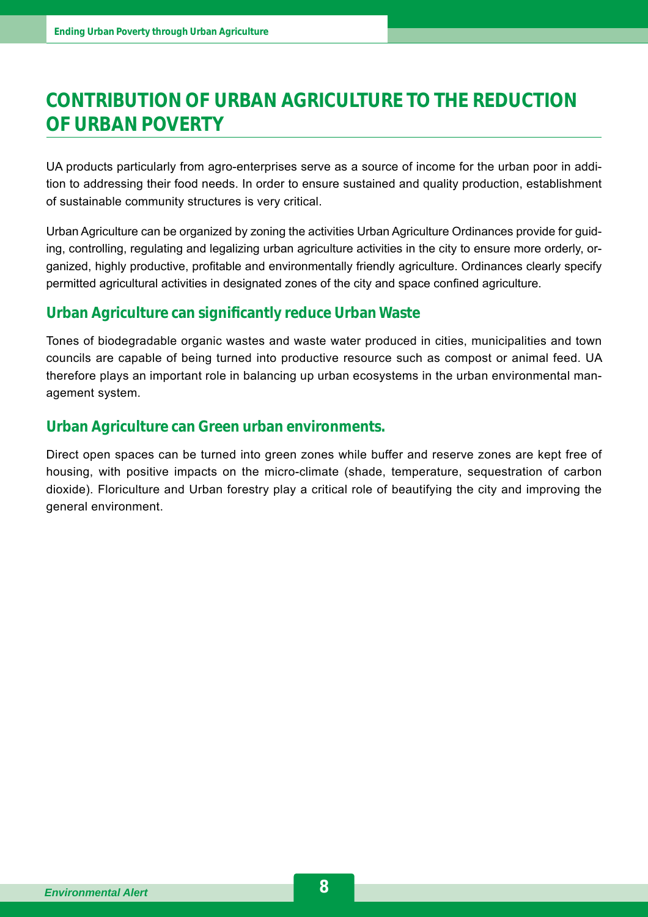# CONTRIBUTION OF URBAN AGRICULTURE TO THE REDUCTION OF URBAN POVERTY

UA products particularly from agro-enterprises serve as a source of income for the urban poor in addition to addressing their food needs. In order to ensure sustained and quality production, establishment of sustainable community structures is very critical.

Urban Agriculture can be organized by zoning the activities Urban Agriculture Ordinances provide for guiding, controlling, regulating and legalizing urban agriculture activities in the city to ensure more orderly, organized, highly productive, profitable and environmentally friendly agriculture. Ordinances clearly specify permitted agricultural activities in designated zones of the city and space confined agriculture.

## Urban Agriculture can significantly reduce Urban Waste

Tones of biodegradable organic wastes and waste water produced in cities, municipalities and town councils are capable of being turned into productive resource such as compost or animal feed. UA therefore plays an important role in balancing up urban ecosystems in the urban environmental management system.

## Urban Agriculture can Green urban environments.

Direct open spaces can be turned into green zones while buffer and reserve zones are kept free of housing, with positive impacts on the micro-climate (shade, temperature, sequestration of carbon dioxide). Floriculture and Urban forestry play a critical role of beautifying the city and improving the general environment.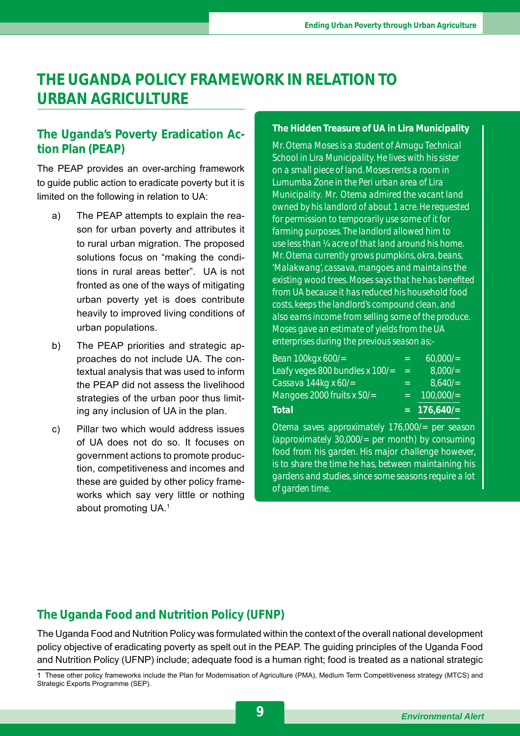# THE UGANDA POLICY FRAMEWORK IN RELATION TO URBAN AGRICULTURE

## The Uganda's Poverty Eradication Action Plan (PEAP)

The PEAP provides an over-arching framework to guide public action to eradicate poverty but it is limited on the following in relation to UA:

a) The PEAP attempts to explain the reason for urban poverty and attributes it to rural urban migration. The proposed solutions focus on "making the conditions in rural areas better". UA is not fronted as one of the ways of mitigating urban poverty yet is does contribute heavily to improved living conditions of urban populations.

b) The PEAP priorities and strategic approaches do not include UA. The contextual analysis that was used to inform the PEAP did not assess the livelihood strategies of the urban poor thus limiting any inclusion of UA in the plan.

c) Pillar two which would address issues of UA does not do so. It focuses on government actions to promote production, competitiveness and incomes and these are guided by other policy frameworks which say very little or nothing about promoting UA.[1]

### The Hidden Treasure of UA in Lira Municipality

*Mr. Otema Moses is a student of Amugu Technical School in Lira Municipality. He lives with his sister on a small piece of land. Moses rents a room in Lumumba Zone in the Peri urban area of Lira Municipality. Mr. Otema admired the vacant land owned by his landlord of about 1 acre. He requested for permission to temporarily use some of it for farming purposes. The landlord allowed him to use less than ¼ acre of that land around his home. Mr. Otema currently grows pumpkins, okra, beans, 'Malakwang', cassava, mangoes and maintains the existing wood trees. Moses says that he has benefited from UA because it has reduced his household food costs, keeps the landlord's compound clean, and also earns income from selling some of the produce. Moses gave an estimate of yields from the UA enterprises during the previous season as;-*

| | | |
|---|---|---|
| Bean 100kgx 600/= | = | 60,000/= |
| Leafy veges 800 bundles x 100/= | = | 8,000/= |
| Cassava 144kg x 60/= | = | 8,640/= |
| Mangoes 2000 fruits x 50/= | = | 100,000/= |
| **Total** | = | **176,640/=** |

*Otema saves approximately 176,000/= per season (approximately 30,000/= per month) by consuming food from his garden. His major challenge however, is to share the time he has, between maintaining his gardens and studies, since some seasons require a lot of garden time.*

## The Uganda Food and Nutrition Policy (UFNP)

The Uganda Food and Nutrition Policy was formulated within the context of the overall national development policy objective of eradicating poverty as spelt out in the PEAP. The guiding principles of the Uganda Food and Nutrition Policy (UFNP) include; adequate food is a human right; food is treated as a national strategic

[1] These other policy frameworks include the Plan for Modernisation of Agriculture (PMA), Medium Term Competitiveness strategy (MTCS) and Strategic Exports Programme (SEP).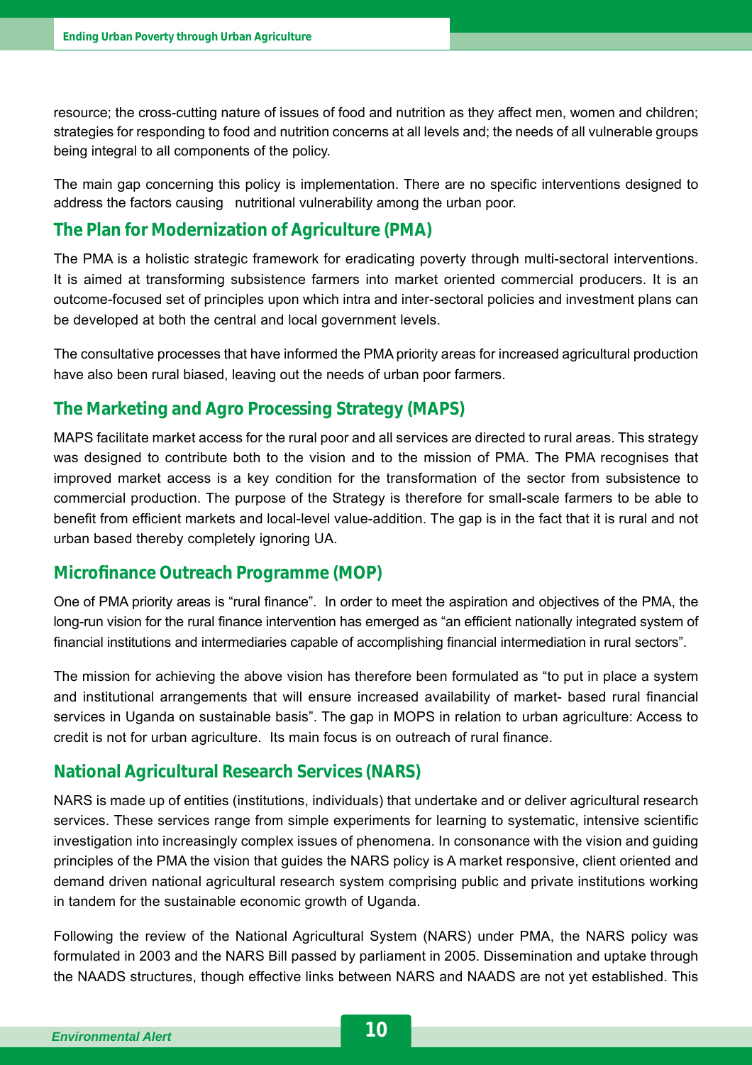resource; the cross-cutting nature of issues of food and nutrition as they affect men, women and children; strategies for responding to food and nutrition concerns at all levels and; the needs of all vulnerable groups being integral to all components of the policy.

The main gap concerning this policy is implementation. There are no specific interventions designed to address the factors causing nutritional vulnerability among the urban poor.

## The Plan for Modernization of Agriculture (PMA)

The PMA is a holistic strategic framework for eradicating poverty through multi-sectoral interventions. It is aimed at transforming subsistence farmers into market oriented commercial producers. It is an outcome-focused set of principles upon which intra and inter-sectoral policies and investment plans can be developed at both the central and local government levels.

The consultative processes that have informed the PMA priority areas for increased agricultural production have also been rural biased, leaving out the needs of urban poor farmers.

## The Marketing and Agro Processing Strategy (MAPS)

MAPS facilitate market access for the rural poor and all services are directed to rural areas. This strategy was designed to contribute both to the vision and to the mission of PMA. The PMA recognises that improved market access is a key condition for the transformation of the sector from subsistence to commercial production. The purpose of the Strategy is therefore for small-scale farmers to be able to benefit from efficient markets and local-level value-addition. The gap is in the fact that it is rural and not urban based thereby completely ignoring UA.

## Microfinance Outreach Programme (MOP)

One of PMA priority areas is "rural finance". In order to meet the aspiration and objectives of the PMA, the long-run vision for the rural finance intervention has emerged as "an efficient nationally integrated system of financial institutions and intermediaries capable of accomplishing financial intermediation in rural sectors".

The mission for achieving the above vision has therefore been formulated as "to put in place a system and institutional arrangements that will ensure increased availability of market- based rural financial services in Uganda on sustainable basis". The gap in MOPS in relation to urban agriculture: Access to credit is not for urban agriculture. Its main focus is on outreach of rural finance.

## National Agricultural Research Services (NARS)

NARS is made up of entities (institutions, individuals) that undertake and or deliver agricultural research services. These services range from simple experiments for learning to systematic, intensive scientific investigation into increasingly complex issues of phenomena. In consonance with the vision and guiding principles of the PMA the vision that guides the NARS policy is A market responsive, client oriented and demand driven national agricultural research system comprising public and private institutions working in tandem for the sustainable economic growth of Uganda.

Following the review of the National Agricultural System (NARS) under PMA, the NARS policy was formulated in 2003 and the NARS Bill passed by parliament in 2005. Dissemination and uptake through the NAADS structures, though effective links between NARS and NAADS are not yet established. This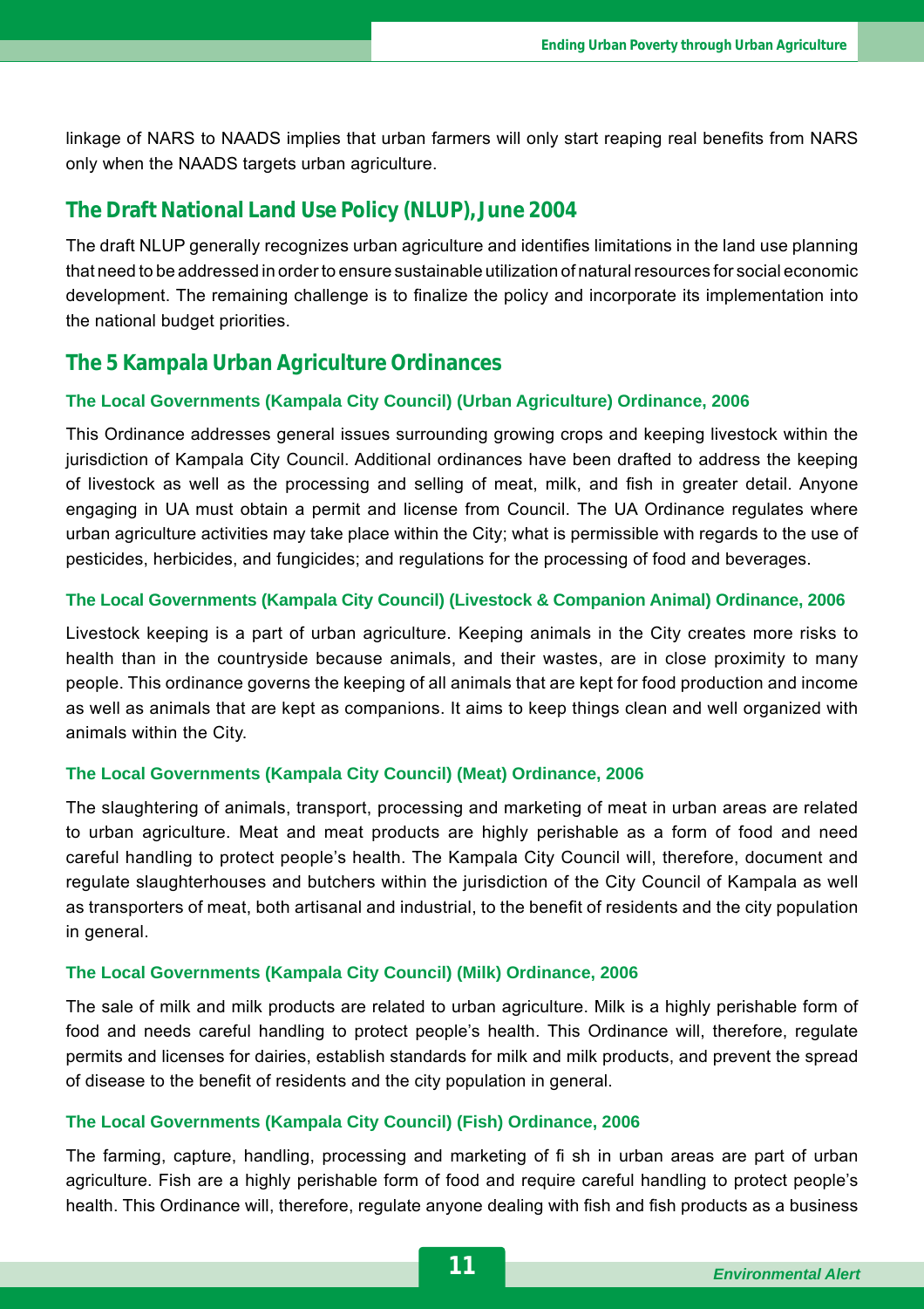linkage of NARS to NAADS implies that urban farmers will only start reaping real benefits from NARS only when the NAADS targets urban agriculture.

## The Draft National Land Use Policy (NLUP), June 2004

The draft NLUP generally recognizes urban agriculture and identifies limitations in the land use planning that need to be addressed in order to ensure sustainable utilization of natural resources for social economic development. The remaining challenge is to finalize the policy and incorporate its implementation into the national budget priorities.

## The 5 Kampala Urban Agriculture Ordinances

### The Local Governments (Kampala City Council) (Urban Agriculture) Ordinance, 2006

This Ordinance addresses general issues surrounding growing crops and keeping livestock within the jurisdiction of Kampala City Council. Additional ordinances have been drafted to address the keeping of livestock as well as the processing and selling of meat, milk, and fish in greater detail. Anyone engaging in UA must obtain a permit and license from Council. The UA Ordinance regulates where urban agriculture activities may take place within the City; what is permissible with regards to the use of pesticides, herbicides, and fungicides; and regulations for the processing of food and beverages.

### The Local Governments (Kampala City Council) (Livestock & Companion Animal) Ordinance, 2006

Livestock keeping is a part of urban agriculture. Keeping animals in the City creates more risks to health than in the countryside because animals, and their wastes, are in close proximity to many people. This ordinance governs the keeping of all animals that are kept for food production and income as well as animals that are kept as companions. It aims to keep things clean and well organized with animals within the City.

### The Local Governments (Kampala City Council) (Meat) Ordinance, 2006

The slaughtering of animals, transport, processing and marketing of meat in urban areas are related to urban agriculture. Meat and meat products are highly perishable as a form of food and need careful handling to protect people's health. The Kampala City Council will, therefore, document and regulate slaughterhouses and butchers within the jurisdiction of the City Council of Kampala as well as transporters of meat, both artisanal and industrial, to the benefit of residents and the city population in general.

### The Local Governments (Kampala City Council) (Milk) Ordinance, 2006

The sale of milk and milk products are related to urban agriculture. Milk is a highly perishable form of food and needs careful handling to protect people's health. This Ordinance will, therefore, regulate permits and licenses for dairies, establish standards for milk and milk products, and prevent the spread of disease to the benefit of residents and the city population in general.

### The Local Governments (Kampala City Council) (Fish) Ordinance, 2006

The farming, capture, handling, processing and marketing of fi sh in urban areas are part of urban agriculture. Fish are a highly perishable form of food and require careful handling to protect people's health. This Ordinance will, therefore, regulate anyone dealing with fish and fish products as a business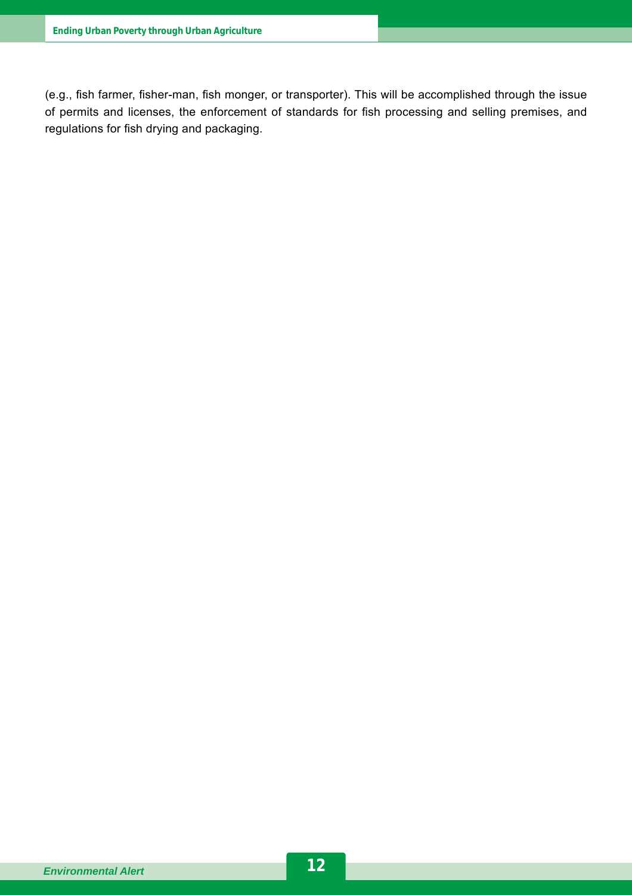(e.g., fish farmer, fisher-man, fish monger, or transporter). This will be accomplished through the issue of permits and licenses, the enforcement of standards for fish processing and selling premises, and regulations for fish drying and packaging.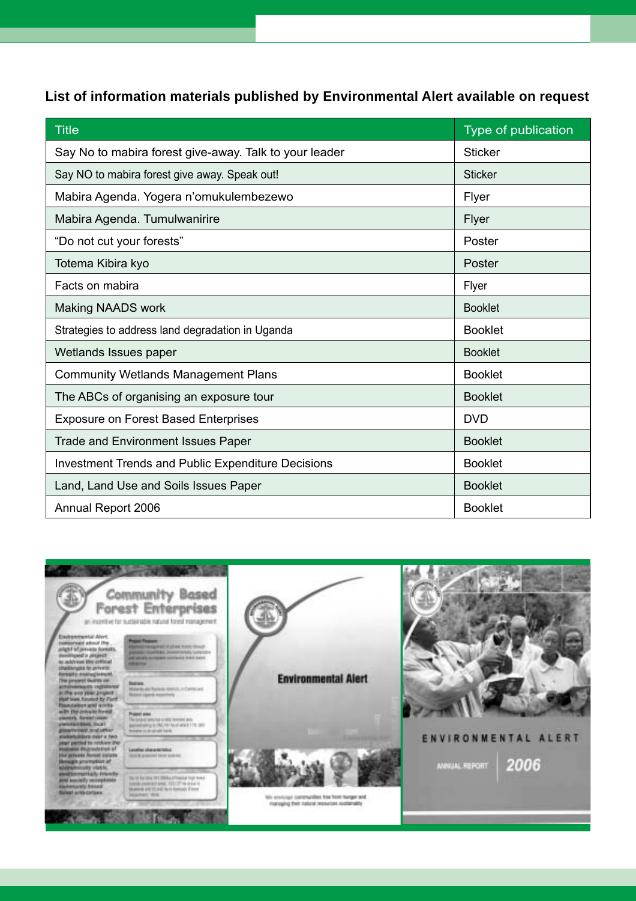**List of information materials published by Environmental Alert available on request**

| Title | Type of publication |
| --- | --- |
| Say No to mabira forest give-away. Talk to your leader | Sticker |
| Say NO to mabira forest give away. Speak out! | Sticker |
| Mabira Agenda. Yogera n'omukulembezewo | Flyer |
| Mabira Agenda. Tumulwanirire | Flyer |
| "Do not cut your forests" | Poster |
| Totema Kibira kyo | Poster |
| Facts on mabira | Flyer |
| Making NAADS work | Booklet |
| Strategies to address land degradation in Uganda | Booklet |
| Wetlands Issues paper | Booklet |
| Community Wetlands Management Plans | Booklet |
| The ABCs of organising an exposure tour | Booklet |
| Exposure on Forest Based Enterprises | DVD |
| Trade and Environment Issues Paper | Booklet |
| Investment Trends and Public Expenditure Decisions | Booklet |
| Land, Land Use and Soils Issues Paper | Booklet |
| Annual Report 2006 | Booklet |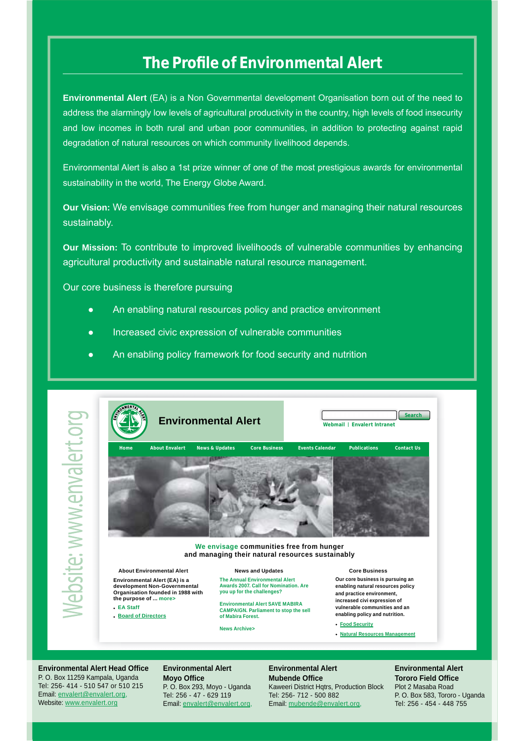# The Profile of Environmental Alert

**Environmental Alert** (EA) is a Non Governmental development Organisation born out of the need to address the alarmingly low levels of agricultural productivity in the country, high levels of food insecurity and low incomes in both rural and urban poor communities, in addition to protecting against rapid degradation of natural resources on which community livelihood depends.

Environmental Alert is also a 1st prize winner of one of the most prestigious awards for environmental sustainability in the world, The Energy Globe Award.

**Our Vision:** We envisage communities free from hunger and managing their natural resources sustainably.

**Our Mission:** To contribute to improved livelihoods of vulnerable communities by enhancing agricultural productivity and sustainable natural resource management.

Our core business is therefore pursuing

- An enabling natural resources policy and practice environment
- Increased civic expression of vulnerable communities
- An enabling policy framework for food security and nutrition

Website: www.envalert.org

Environmental Alert

Search

Webmail | Envalert Intranet

Home | About Envalert | News & Updates | Core Business | Events Calendar | Publications | Contact Us

**We envisage communities free from hunger and managing their natural resources sustainably**

**About Environmental Alert**

Environmental Alert (EA) is a development Non-Governmental Organisation founded in 1988 with the purpose of ... more>

- EA Staff
- Board of Directors

**News and Updates**

The Annual Environmental Alert Awards 2007. Call for Nomination. Are you up for the challenges?

Environmental Alert SAVE MABIRA CAMPAIGN. Parliament to stop the sell of Mabira Forest.

News Archive>

**Core Business**

Our core business is pursuing an enabling natural resources policy and practice environment, increased civi expression of vulnerable communities and an enabling policy and nutrition.

- Food Security
- Natural Resources Management

**Environmental Alert Head Office**
P. O. Box 11259 Kampala, Uganda
Tel: 256- 414 - 510 547 or 510 215
Email: envalert@envalert.org,
Website: www.envalert.org

**Environmental Alert Moyo Office**
P. O. Box 293, Moyo - Uganda
Tel: 256 - 47 - 629 119
Email: envalert@envalert.org,

**Environmental Alert Mubende Office**
Kaweeri District Hqtrs, Production Block
Tel: 256- 712 - 500 882
Email: mubende@envalert.org,

**Environmental Alert Tororo Field Office**
Plot 2 Masaba Road
P. O. Box 583, Tororo - Uganda
Tel: 256 - 454 - 448 755